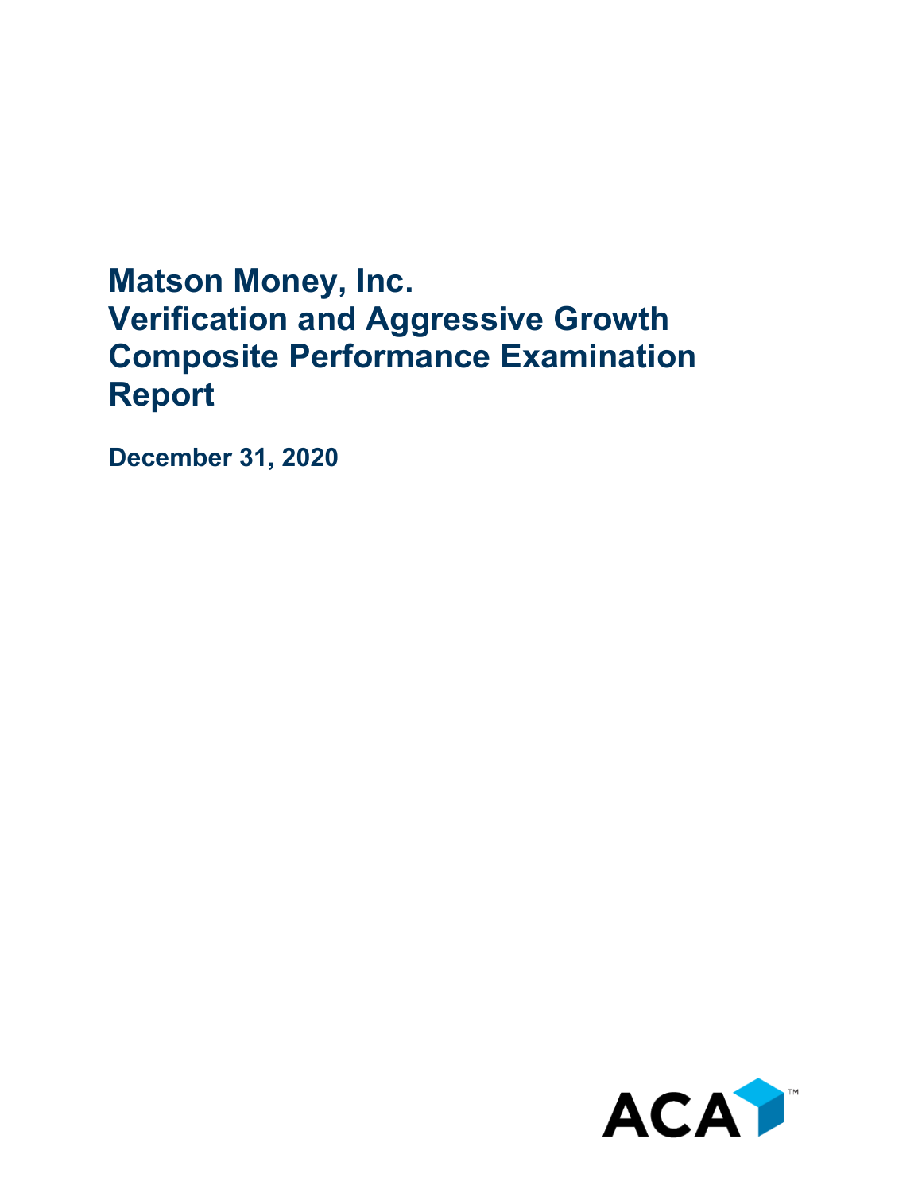# Matson Money, Inc.
# Verification and Aggressive Growth Composite Performance Examination Report

**December 31, 2020**

ACA™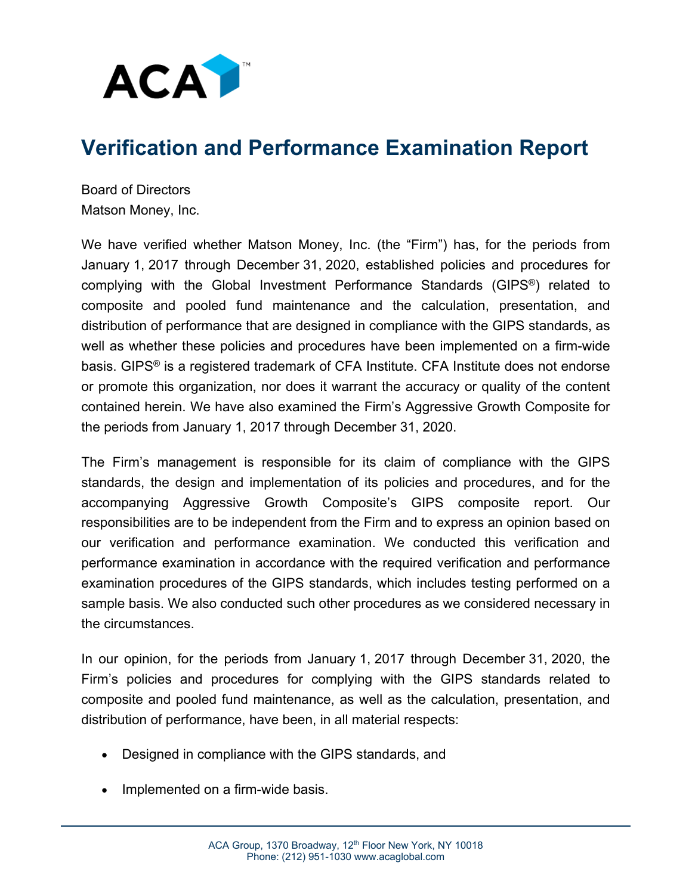# Verification and Performance Examination Report

Board of Directors
Matson Money, Inc.

We have verified whether Matson Money, Inc. (the "Firm") has, for the periods from January 1, 2017 through December 31, 2020, established policies and procedures for complying with the Global Investment Performance Standards (GIPS®) related to composite and pooled fund maintenance and the calculation, presentation, and distribution of performance that are designed in compliance with the GIPS standards, as well as whether these policies and procedures have been implemented on a firm-wide basis. GIPS® is a registered trademark of CFA Institute. CFA Institute does not endorse or promote this organization, nor does it warrant the accuracy or quality of the content contained herein. We have also examined the Firm's Aggressive Growth Composite for the periods from January 1, 2017 through December 31, 2020.

The Firm's management is responsible for its claim of compliance with the GIPS standards, the design and implementation of its policies and procedures, and for the accompanying Aggressive Growth Composite's GIPS composite report. Our responsibilities are to be independent from the Firm and to express an opinion based on our verification and performance examination. We conducted this verification and performance examination in accordance with the required verification and performance examination procedures of the GIPS standards, which includes testing performed on a sample basis. We also conducted such other procedures as we considered necessary in the circumstances.

In our opinion, for the periods from January 1, 2017 through December 31, 2020, the Firm's policies and procedures for complying with the GIPS standards related to composite and pooled fund maintenance, as well as the calculation, presentation, and distribution of performance, have been, in all material respects:

- Designed in compliance with the GIPS standards, and
- Implemented on a firm-wide basis.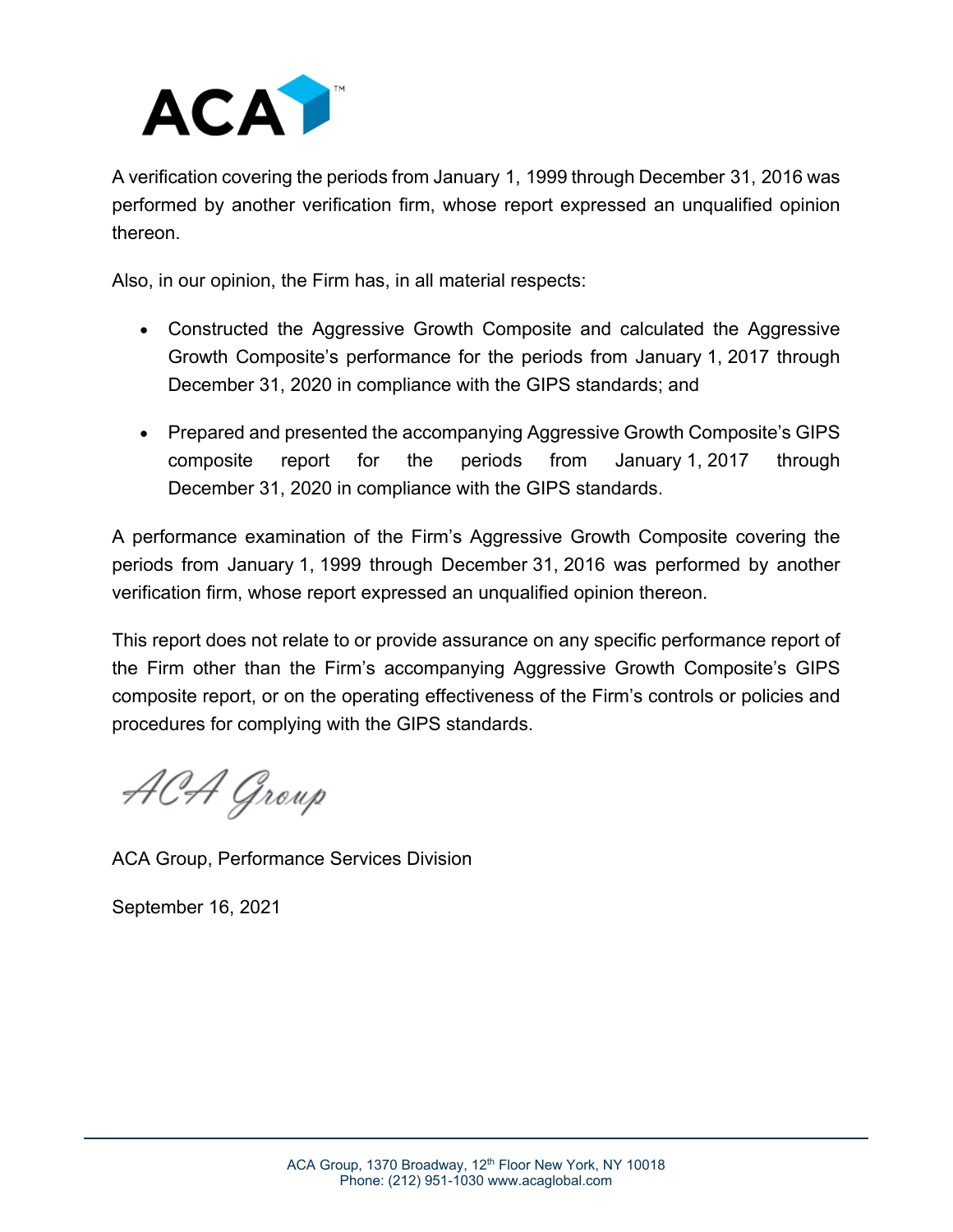A verification covering the periods from January 1, 1999 through December 31, 2016 was performed by another verification firm, whose report expressed an unqualified opinion thereon.

Also, in our opinion, the Firm has, in all material respects:

- Constructed the Aggressive Growth Composite and calculated the Aggressive Growth Composite's performance for the periods from January 1, 2017 through December 31, 2020 in compliance with the GIPS standards; and
- Prepared and presented the accompanying Aggressive Growth Composite's GIPS composite report for the periods from January 1, 2017 through December 31, 2020 in compliance with the GIPS standards.

A performance examination of the Firm's Aggressive Growth Composite covering the periods from January 1, 1999 through December 31, 2016 was performed by another verification firm, whose report expressed an unqualified opinion thereon.

This report does not relate to or provide assurance on any specific performance report of the Firm other than the Firm's accompanying Aggressive Growth Composite's GIPS composite report, or on the operating effectiveness of the Firm's controls or policies and procedures for complying with the GIPS standards.

*ACA Group*

ACA Group, Performance Services Division

September 16, 2021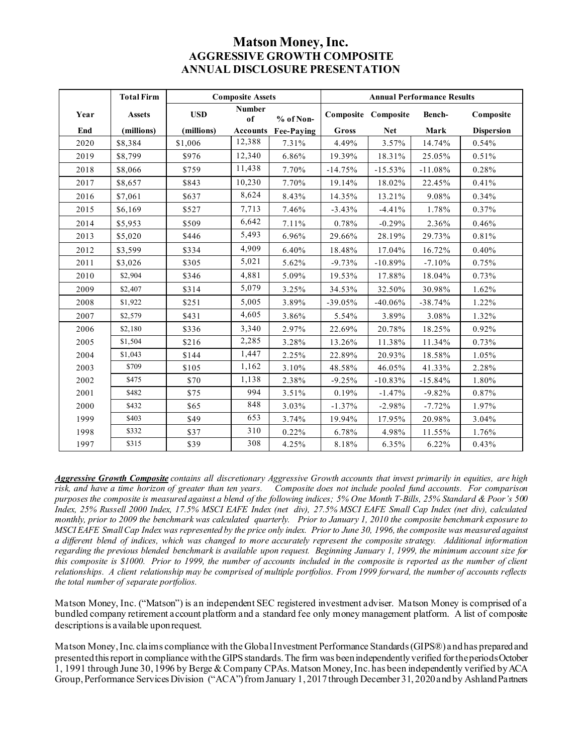# Matson Money, Inc.
## AGGRESSIVE GROWTH COMPOSITE
## ANNUAL DISCLOSURE PRESENTATION

| Year | Total Firm | Composite Assets | | | Annual Performance Results | | | |
|---|---|---|---|---|---|---|---|---|
| Year End | Assets (millions) | USD (millions) | Number of Accounts | % of Non-Fee-Paying | Composite Gross | Composite Net | Bench-Mark | Composite Dispersion |
| 2020 | $8,384 | $1,006 | 12,388 | 7.31% | 4.49% | 3.57% | 14.74% | 0.54% |
| 2019 | $8,799 | $976 | 12,340 | 6.86% | 19.39% | 18.31% | 25.05% | 0.51% |
| 2018 | $8,066 | $759 | 11,438 | 7.70% | -14.75% | -15.53% | -11.08% | 0.28% |
| 2017 | $8,657 | $843 | 10,230 | 7.70% | 19.14% | 18.02% | 22.45% | 0.41% |
| 2016 | $7,061 | $637 | 8,624 | 8.43% | 14.35% | 13.21% | 9.08% | 0.34% |
| 2015 | $6,169 | $527 | 7,713 | 7.46% | -3.43% | -4.41% | 1.78% | 0.37% |
| 2014 | $5,953 | $509 | 6,642 | 7.11% | 0.78% | -0.29% | 2.36% | 0.46% |
| 2013 | $5,020 | $446 | 5,493 | 6.96% | 29.66% | 28.19% | 29.73% | 0.81% |
| 2012 | $3,599 | $334 | 4,909 | 6.40% | 18.48% | 17.04% | 16.72% | 0.40% |
| 2011 | $3,026 | $305 | 5,021 | 5.62% | -9.73% | -10.89% | -7.10% | 0.75% |
| 2010 | $2,904 | $346 | 4,881 | 5.09% | 19.53% | 17.88% | 18.04% | 0.73% |
| 2009 | $2,407 | $314 | 5,079 | 3.25% | 34.53% | 32.50% | 30.98% | 1.62% |
| 2008 | $1,922 | $251 | 5,005 | 3.89% | -39.05% | -40.06% | -38.74% | 1.22% |
| 2007 | $2,579 | $431 | 4,605 | 3.86% | 5.54% | 3.89% | 3.08% | 1.32% |
| 2006 | $2,180 | $336 | 3,340 | 2.97% | 22.69% | 20.78% | 18.25% | 0.92% |
| 2005 | $1,504 | $216 | 2,285 | 3.28% | 13.26% | 11.38% | 11.34% | 0.73% |
| 2004 | $1,043 | $144 | 1,447 | 2.25% | 22.89% | 20.93% | 18.58% | 1.05% |
| 2003 | $709 | $105 | 1,162 | 3.10% | 48.58% | 46.05% | 41.33% | 2.28% |
| 2002 | $475 | $70 | 1,138 | 2.38% | -9.25% | -10.83% | -15.84% | 1.80% |
| 2001 | $482 | $75 | 994 | 3.51% | 0.19% | -1.47% | -9.82% | 0.87% |
| 2000 | $432 | $65 | 848 | 3.03% | -1.37% | -2.98% | -7.72% | 1.97% |
| 1999 | $403 | $49 | 653 | 3.74% | 19.94% | 17.95% | 20.98% | 3.04% |
| 1998 | $332 | $37 | 310 | 0.22% | 6.78% | 4.98% | 11.55% | 1.76% |
| 1997 | $315 | $39 | 308 | 4.25% | 8.18% | 6.35% | 6.22% | 0.43% |

***Aggressive Growth Composite*** *contains all discretionary Aggressive Growth accounts that invest primarily in equities, are high risk, and have a time horizon of greater than ten years. Composite does not include pooled fund accounts. For comparison purposes the composite is measured against a blend of the following indices; 5% One Month T-Bills, 25% Standard & Poor's 500 Index, 25% Russell 2000 Index, 17.5% MSCI EAFE Index (net div), 27.5% MSCI EAFE Small Cap Index (net div), calculated monthly, prior to 2009 the benchmark was calculated quarterly. Prior to January 1, 2010 the composite benchmark exposure to MSCI EAFE Small Cap Index was represented by the price only index. Prior to June 30, 1996, the composite was measured against a different blend of indices, which was changed to more accurately represent the composite strategy. Additional information regarding the previous blended benchmark is available upon request. Beginning January 1, 1999, the minimum account size for this composite is $1000. Prior to 1999, the number of accounts included in the composite is reported as the number of client relationships. A client relationship may be comprised of multiple portfolios. From 1999 forward, the number of accounts reflects the total number of separate portfolios.*

Matson Money, Inc. ("Matson") is an independent SEC registered investment adviser. Matson Money is comprised of a bundled company retirement account platform and a standard fee only money management platform. A list of composite descriptions is available upon request.

Matson Money, Inc. claims compliance with the Global Investment Performance Standards (GIPS®) and has prepared and presented this report in compliance with the GIPS standards. The firm was been independently verified for the periods October 1, 1991 through June 30, 1996 by Berge & Company CPAs. Matson Money, Inc. has been independently verified by ACA Group, Performance Services Division ("ACA") from January 1, 2017 through December 31, 2020 and by Ashland Partners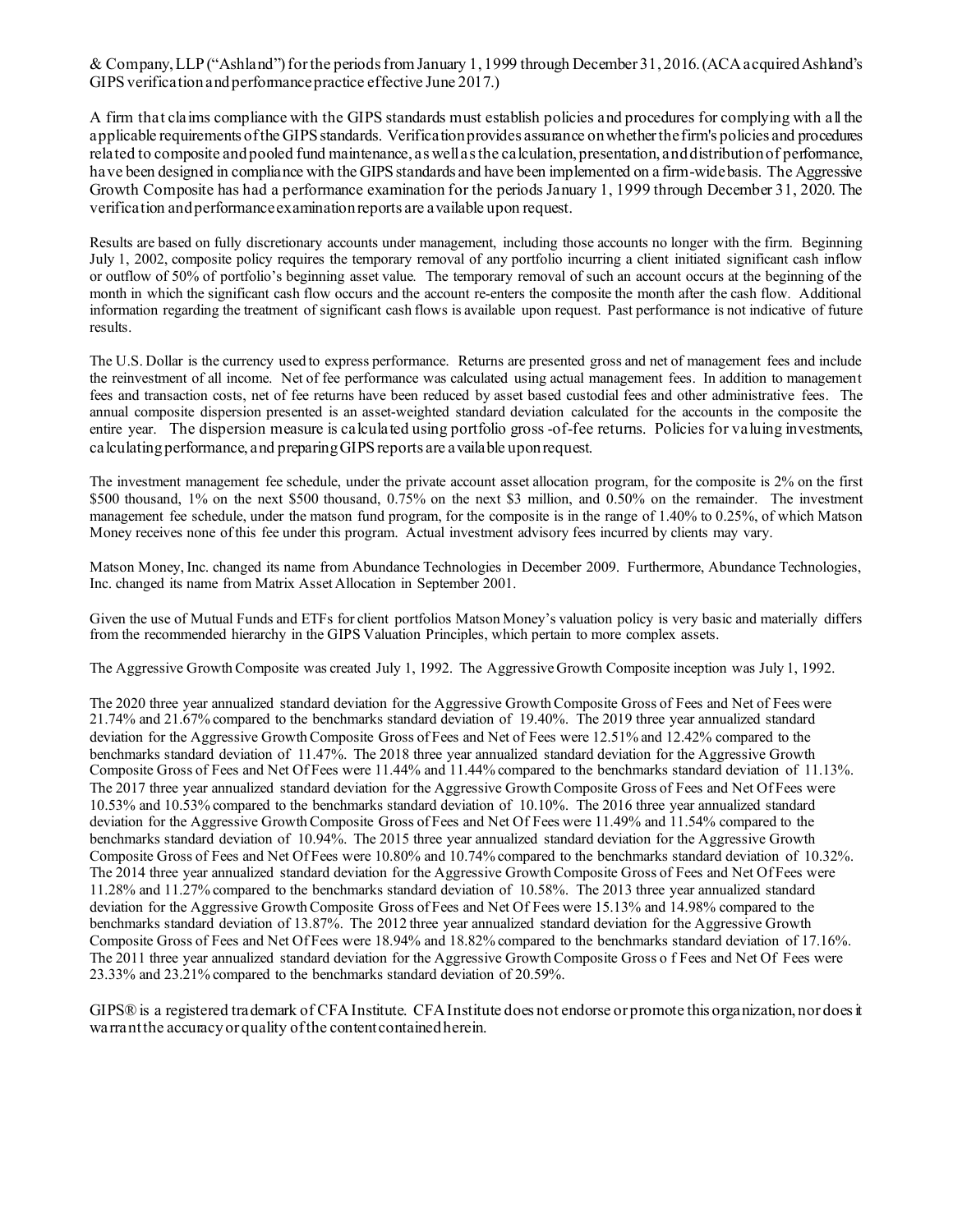& Company, LLP ("Ashland") for the periods from January 1, 1999 through December 31, 2016. (ACA acquired Ashland's GIPS verification and performance practice effective June 2017.)

A firm that claims compliance with the GIPS standards must establish policies and procedures for complying with all the applicable requirements of the GIPS standards. Verification provides assurance on whether the firm's policies and procedures related to composite and pooled fund maintenance, as well as the calculation, presentation, and distribution of performance, have been designed in compliance with the GIPS standards and have been implemented on a firm-wide basis. The Aggressive Growth Composite has had a performance examination for the periods January 1, 1999 through December 31, 2020. The verification and performance examination reports are available upon request.

Results are based on fully discretionary accounts under management, including those accounts no longer with the firm. Beginning July 1, 2002, composite policy requires the temporary removal of any portfolio incurring a client initiated significant cash inflow or outflow of 50% of portfolio's beginning asset value. The temporary removal of such an account occurs at the beginning of the month in which the significant cash flow occurs and the account re-enters the composite the month after the cash flow. Additional information regarding the treatment of significant cash flows is available upon request. Past performance is not indicative of future results.

The U.S. Dollar is the currency used to express performance. Returns are presented gross and net of management fees and include the reinvestment of all income. Net of fee performance was calculated using actual management fees. In addition to management fees and transaction costs, net of fee returns have been reduced by asset based custodial fees and other administrative fees. The annual composite dispersion presented is an asset-weighted standard deviation calculated for the accounts in the composite the entire year. The dispersion measure is calculated using portfolio gross-of-fee returns. Policies for valuing investments, calculating performance, and preparing GIPS reports are available upon request.

The investment management fee schedule, under the private account asset allocation program, for the composite is 2% on the first \$500 thousand, 1% on the next \$500 thousand, 0.75% on the next \$3 million, and 0.50% on the remainder. The investment management fee schedule, under the matson fund program, for the composite is in the range of 1.40% to 0.25%, of which Matson Money receives none of this fee under this program. Actual investment advisory fees incurred by clients may vary.

Matson Money, Inc. changed its name from Abundance Technologies in December 2009. Furthermore, Abundance Technologies, Inc. changed its name from Matrix Asset Allocation in September 2001.

Given the use of Mutual Funds and ETFs for client portfolios Matson Money's valuation policy is very basic and materially differs from the recommended hierarchy in the GIPS Valuation Principles, which pertain to more complex assets.

The Aggressive Growth Composite was created July 1, 1992. The Aggressive Growth Composite inception was July 1, 1992.

The 2020 three year annualized standard deviation for the Aggressive Growth Composite Gross of Fees and Net of Fees were 21.74% and 21.67% compared to the benchmarks standard deviation of 19.40%. The 2019 three year annualized standard deviation for the Aggressive Growth Composite Gross of Fees and Net of Fees were 12.51% and 12.42% compared to the benchmarks standard deviation of 11.47%. The 2018 three year annualized standard deviation for the Aggressive Growth Composite Gross of Fees and Net Of Fees were 11.44% and 11.44% compared to the benchmarks standard deviation of 11.13%. The 2017 three year annualized standard deviation for the Aggressive Growth Composite Gross of Fees and Net Of Fees were 10.53% and 10.53% compared to the benchmarks standard deviation of 10.10%. The 2016 three year annualized standard deviation for the Aggressive Growth Composite Gross of Fees and Net Of Fees were 11.49% and 11.54% compared to the benchmarks standard deviation of 10.94%. The 2015 three year annualized standard deviation for the Aggressive Growth Composite Gross of Fees and Net Of Fees were 10.80% and 10.74% compared to the benchmarks standard deviation of 10.32%. The 2014 three year annualized standard deviation for the Aggressive Growth Composite Gross of Fees and Net Of Fees were 11.28% and 11.27% compared to the benchmarks standard deviation of 10.58%. The 2013 three year annualized standard deviation for the Aggressive Growth Composite Gross of Fees and Net Of Fees were 15.13% and 14.98% compared to the benchmarks standard deviation of 13.87%. The 2012 three year annualized standard deviation for the Aggressive Growth Composite Gross of Fees and Net Of Fees were 18.94% and 18.82% compared to the benchmarks standard deviation of 17.16%. The 2011 three year annualized standard deviation for the Aggressive Growth Composite Gross of Fees and Net Of Fees were 23.33% and 23.21% compared to the benchmarks standard deviation of 20.59%.

GIPS® is a registered trademark of CFA Institute. CFA Institute does not endorse or promote this organization, nor does it warrant the accuracy or quality of the content contained herein.